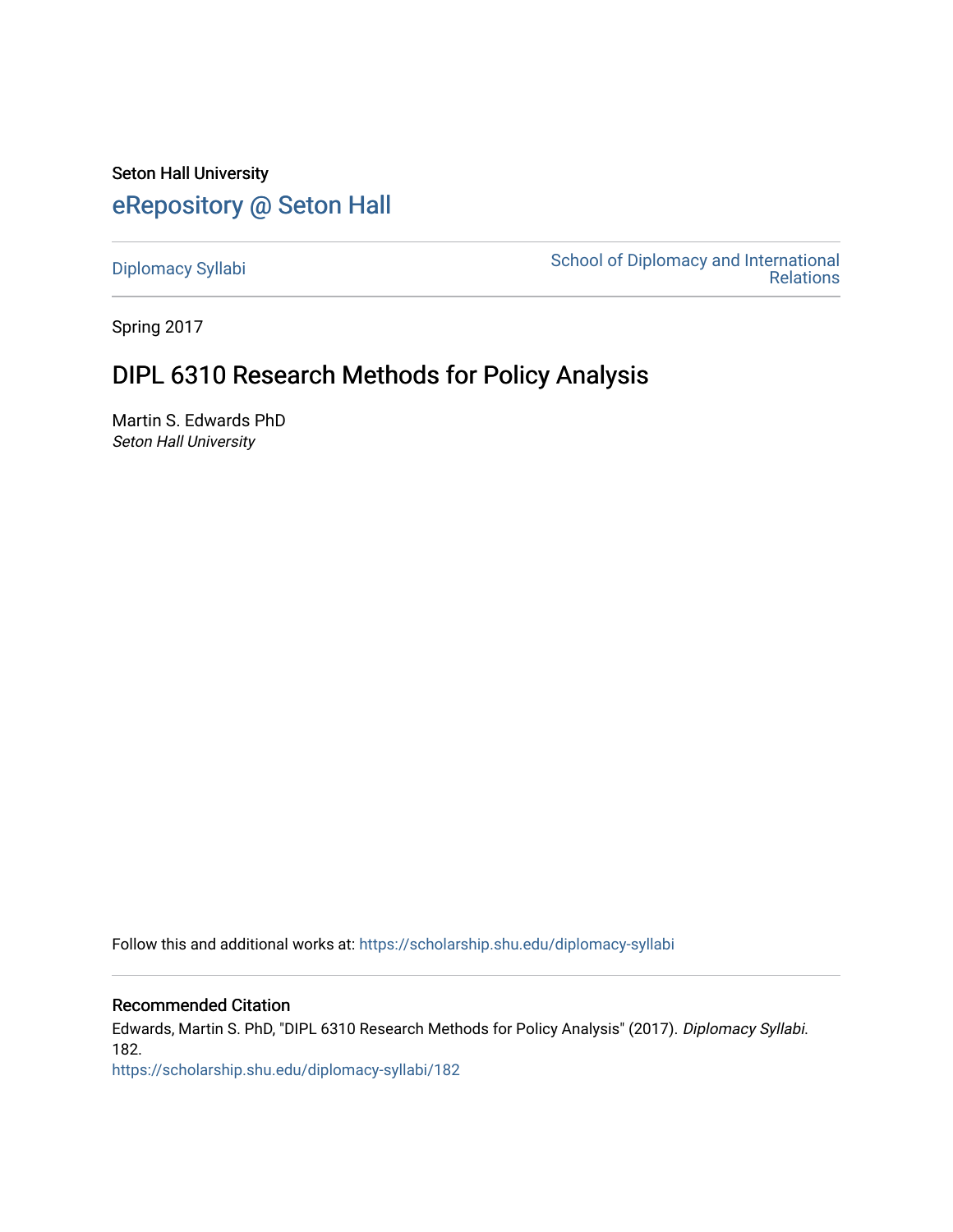Seton Hall University

# eRepository @ Seton Hall

Diplomacy Syllabi

School of Diplomacy and International Relations

Spring 2017

## DIPL 6310 Research Methods for Policy Analysis

Martin S. Edwards PhD
*Seton Hall University*

Follow this and additional works at: https://scholarship.shu.edu/diplomacy-syllabi

### Recommended Citation

Edwards, Martin S. PhD, "DIPL 6310 Research Methods for Policy Analysis" (2017). *Diplomacy Syllabi*. 182.
https://scholarship.shu.edu/diplomacy-syllabi/182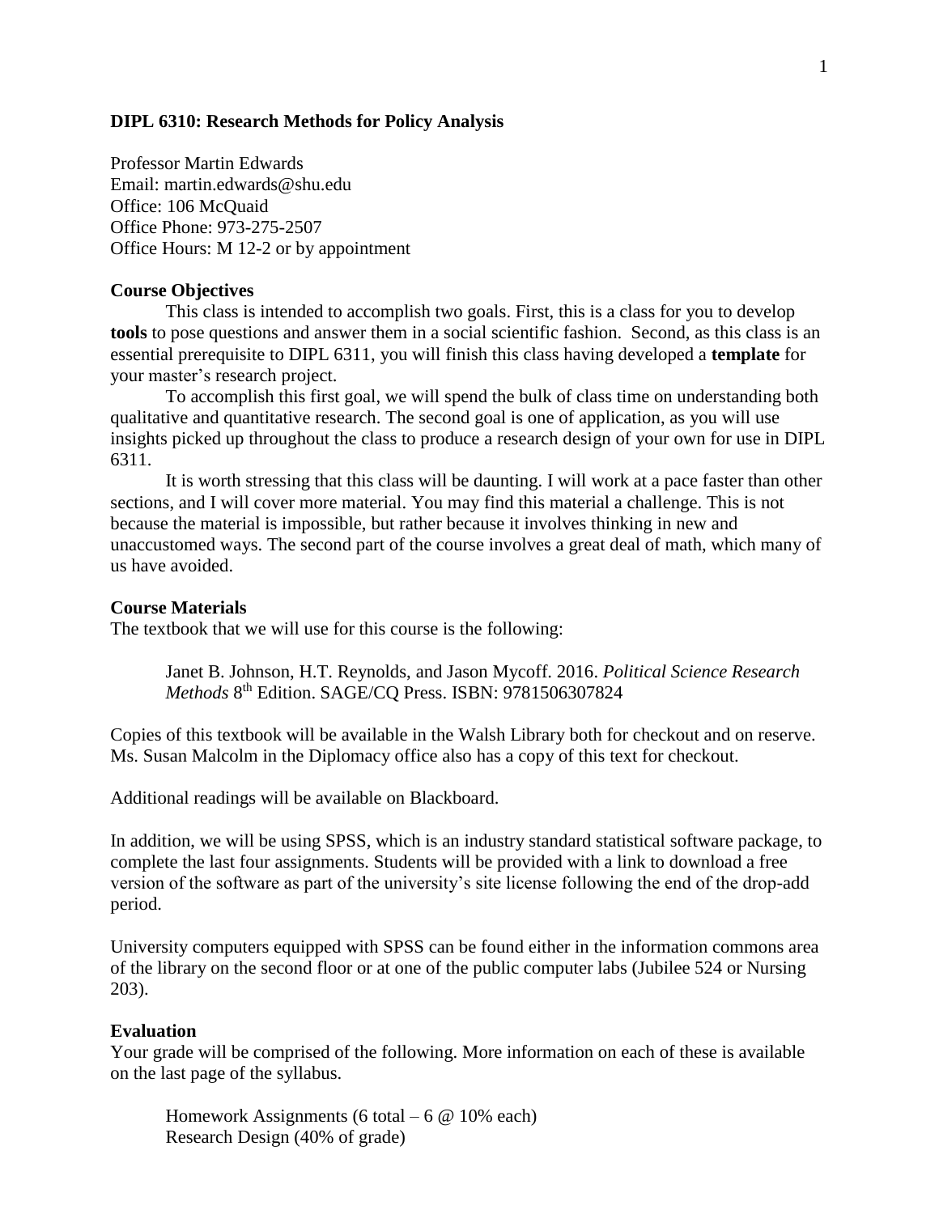**DIPL 6310: Research Methods for Policy Analysis**

Professor Martin Edwards
Email: martin.edwards@shu.edu
Office: 106 McQuaid
Office Phone: 973-275-2507
Office Hours: M 12-2 or by appointment

## Course Objectives

This class is intended to accomplish two goals. First, this is a class for you to develop **tools** to pose questions and answer them in a social scientific fashion. Second, as this class is an essential prerequisite to DIPL 6311, you will finish this class having developed a **template** for your master's research project.

To accomplish this first goal, we will spend the bulk of class time on understanding both qualitative and quantitative research. The second goal is one of application, as you will use insights picked up throughout the class to produce a research design of your own for use in DIPL 6311.

It is worth stressing that this class will be daunting. I will work at a pace faster than other sections, and I will cover more material. You may find this material a challenge. This is not because the material is impossible, but rather because it involves thinking in new and unaccustomed ways. The second part of the course involves a great deal of math, which many of us have avoided.

## Course Materials

The textbook that we will use for this course is the following:

> Janet B. Johnson, H.T. Reynolds, and Jason Mycoff. 2016. *Political Science Research Methods* 8th Edition. SAGE/CQ Press. ISBN: 9781506307824

Copies of this textbook will be available in the Walsh Library both for checkout and on reserve. Ms. Susan Malcolm in the Diplomacy office also has a copy of this text for checkout.

Additional readings will be available on Blackboard.

In addition, we will be using SPSS, which is an industry standard statistical software package, to complete the last four assignments. Students will be provided with a link to download a free version of the software as part of the university's site license following the end of the drop-add period.

University computers equipped with SPSS can be found either in the information commons area of the library on the second floor or at one of the public computer labs (Jubilee 524 or Nursing 203).

## Evaluation

Your grade will be comprised of the following. More information on each of these is available on the last page of the syllabus.

Homework Assignments (6 total – 6 @ 10% each)
Research Design (40% of grade)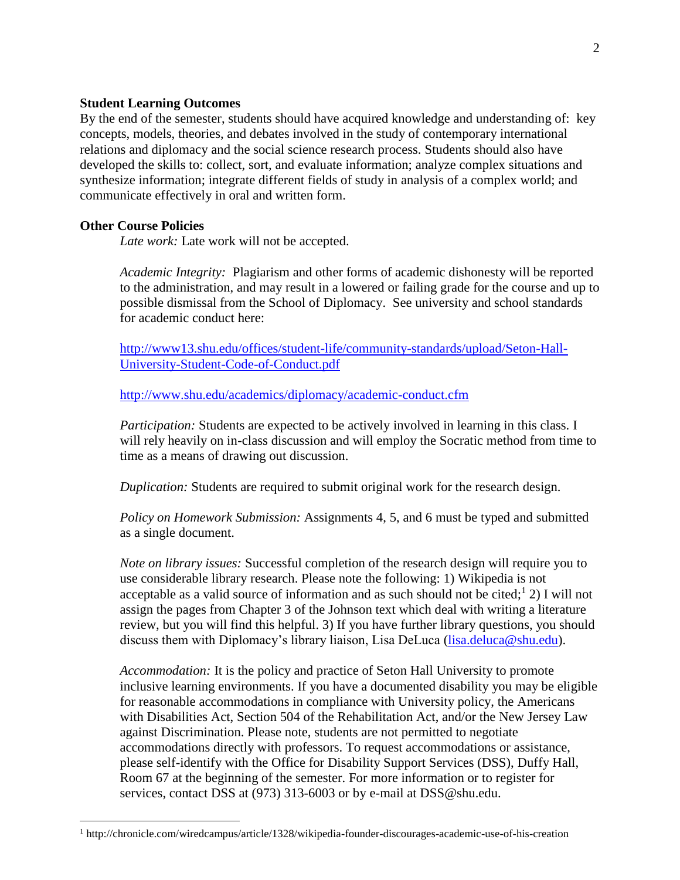**Student Learning Outcomes**

By the end of the semester, students should have acquired knowledge and understanding of: key concepts, models, theories, and debates involved in the study of contemporary international relations and diplomacy and the social science research process. Students should also have developed the skills to: collect, sort, and evaluate information; analyze complex situations and synthesize information; integrate different fields of study in analysis of a complex world; and communicate effectively in oral and written form.

**Other Course Policies**

*Late work:* Late work will not be accepted.

*Academic Integrity:* Plagiarism and other forms of academic dishonesty will be reported to the administration, and may result in a lowered or failing grade for the course and up to possible dismissal from the School of Diplomacy. See university and school standards for academic conduct here:

http://www13.shu.edu/offices/student-life/community-standards/upload/Seton-Hall-University-Student-Code-of-Conduct.pdf

http://www.shu.edu/academics/diplomacy/academic-conduct.cfm

*Participation:* Students are expected to be actively involved in learning in this class. I will rely heavily on in-class discussion and will employ the Socratic method from time to time as a means of drawing out discussion.

*Duplication:* Students are required to submit original work for the research design.

*Policy on Homework Submission:* Assignments 4, 5, and 6 must be typed and submitted as a single document.

*Note on library issues:* Successful completion of the research design will require you to use considerable library research. Please note the following: 1) Wikipedia is not acceptable as a valid source of information and as such should not be cited;[1] 2) I will not assign the pages from Chapter 3 of the Johnson text which deal with writing a literature review, but you will find this helpful. 3) If you have further library questions, you should discuss them with Diplomacy's library liaison, Lisa DeLuca (lisa.deluca@shu.edu).

*Accommodation:* It is the policy and practice of Seton Hall University to promote inclusive learning environments. If you have a documented disability you may be eligible for reasonable accommodations in compliance with University policy, the Americans with Disabilities Act, Section 504 of the Rehabilitation Act, and/or the New Jersey Law against Discrimination. Please note, students are not permitted to negotiate accommodations directly with professors. To request accommodations or assistance, please self-identify with the Office for Disability Support Services (DSS), Duffy Hall, Room 67 at the beginning of the semester. For more information or to register for services, contact DSS at (973) 313-6003 or by e-mail at DSS@shu.edu.

---

[1] http://chronicle.com/wiredcampus/article/1328/wikipedia-founder-discourages-academic-use-of-his-creation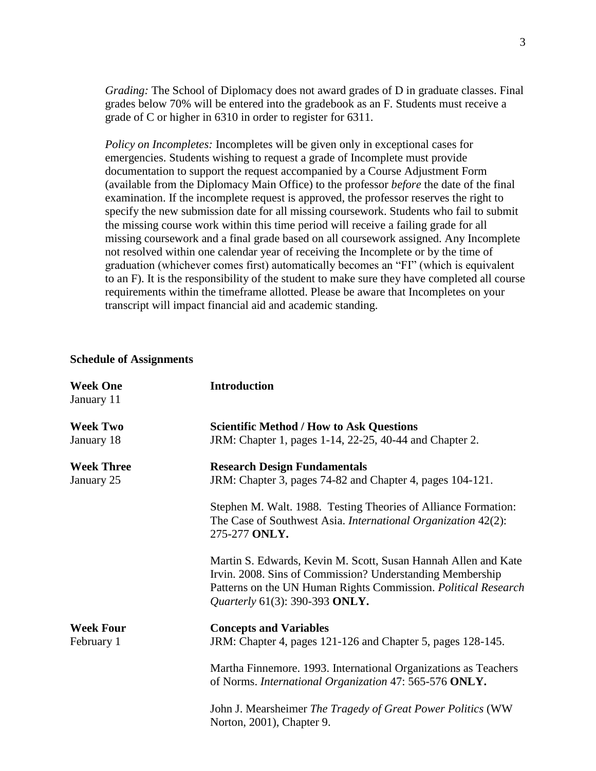*Grading:* The School of Diplomacy does not award grades of D in graduate classes. Final grades below 70% will be entered into the gradebook as an F. Students must receive a grade of C or higher in 6310 in order to register for 6311.

*Policy on Incompletes:* Incompletes will be given only in exceptional cases for emergencies. Students wishing to request a grade of Incomplete must provide documentation to support the request accompanied by a Course Adjustment Form (available from the Diplomacy Main Office) to the professor *before* the date of the final examination. If the incomplete request is approved, the professor reserves the right to specify the new submission date for all missing coursework. Students who fail to submit the missing course work within this time period will receive a failing grade for all missing coursework and a final grade based on all coursework assigned. Any Incomplete not resolved within one calendar year of receiving the Incomplete or by the time of graduation (whichever comes first) automatically becomes an "FI" (which is equivalent to an F). It is the responsibility of the student to make sure they have completed all course requirements within the timeframe allotted. Please be aware that Incompletes on your transcript will impact financial aid and academic standing.

## Schedule of Assignments

**Week One** — January 11

**Introduction**

**Week Two** — January 18

**Scientific Method / How to Ask Questions**

JRM: Chapter 1, pages 1-14, 22-25, 40-44 and Chapter 2.

**Week Three** — January 25

**Research Design Fundamentals**

JRM: Chapter 3, pages 74-82 and Chapter 4, pages 104-121.

Stephen M. Walt. 1988. Testing Theories of Alliance Formation: The Case of Southwest Asia. *International Organization* 42(2): 275-277 **ONLY.**

Martin S. Edwards, Kevin M. Scott, Susan Hannah Allen and Kate Irvin. 2008. Sins of Commission? Understanding Membership Patterns on the UN Human Rights Commission. *Political Research Quarterly* 61(3): 390-393 **ONLY.**

**Week Four** — February 1

**Concepts and Variables**

JRM: Chapter 4, pages 121-126 and Chapter 5, pages 128-145.

Martha Finnemore. 1993. International Organizations as Teachers of Norms. *International Organization* 47: 565-576 **ONLY.**

John J. Mearsheimer *The Tragedy of Great Power Politics* (WW Norton, 2001), Chapter 9.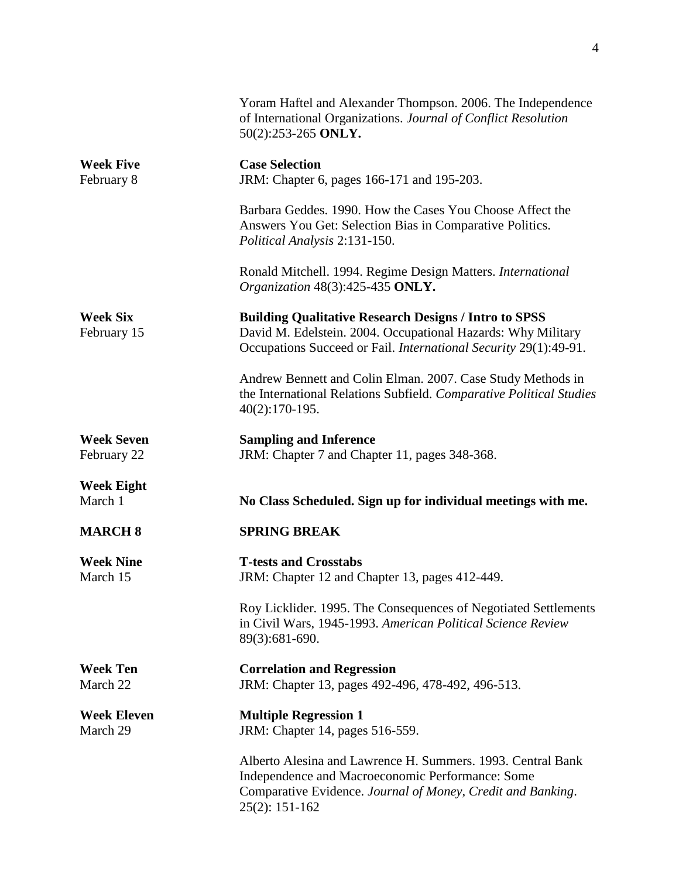Yoram Haftel and Alexander Thompson. 2006. The Independence of International Organizations. *Journal of Conflict Resolution* 50(2):253-265 **ONLY.**

**Week Five** February 8

**Case Selection**

JRM: Chapter 6, pages 166-171 and 195-203.

Barbara Geddes. 1990. How the Cases You Choose Affect the Answers You Get: Selection Bias in Comparative Politics. *Political Analysis* 2:131-150.

Ronald Mitchell. 1994. Regime Design Matters. *International Organization* 48(3):425-435 **ONLY.**

**Week Six** February 15

**Building Qualitative Research Designs / Intro to SPSS**

David M. Edelstein. 2004. Occupational Hazards: Why Military Occupations Succeed or Fail. *International Security* 29(1):49-91.

Andrew Bennett and Colin Elman. 2007. Case Study Methods in the International Relations Subfield. *Comparative Political Studies* 40(2):170-195.

**Week Seven** February 22

**Sampling and Inference**

JRM: Chapter 7 and Chapter 11, pages 348-368.

**Week Eight** March 1

**No Class Scheduled. Sign up for individual meetings with me.**

**MARCH 8**

**SPRING BREAK**

**Week Nine** March 15

**T-tests and Crosstabs**

JRM: Chapter 12 and Chapter 13, pages 412-449.

Roy Licklider. 1995. The Consequences of Negotiated Settlements in Civil Wars, 1945-1993. *American Political Science Review* 89(3):681-690.

**Week Ten** March 22

**Correlation and Regression**

JRM: Chapter 13, pages 492-496, 478-492, 496-513.

**Week Eleven** March 29

**Multiple Regression 1**

JRM: Chapter 14, pages 516-559.

Alberto Alesina and Lawrence H. Summers. 1993. Central Bank Independence and Macroeconomic Performance: Some Comparative Evidence. *Journal of Money, Credit and Banking*. 25(2): 151-162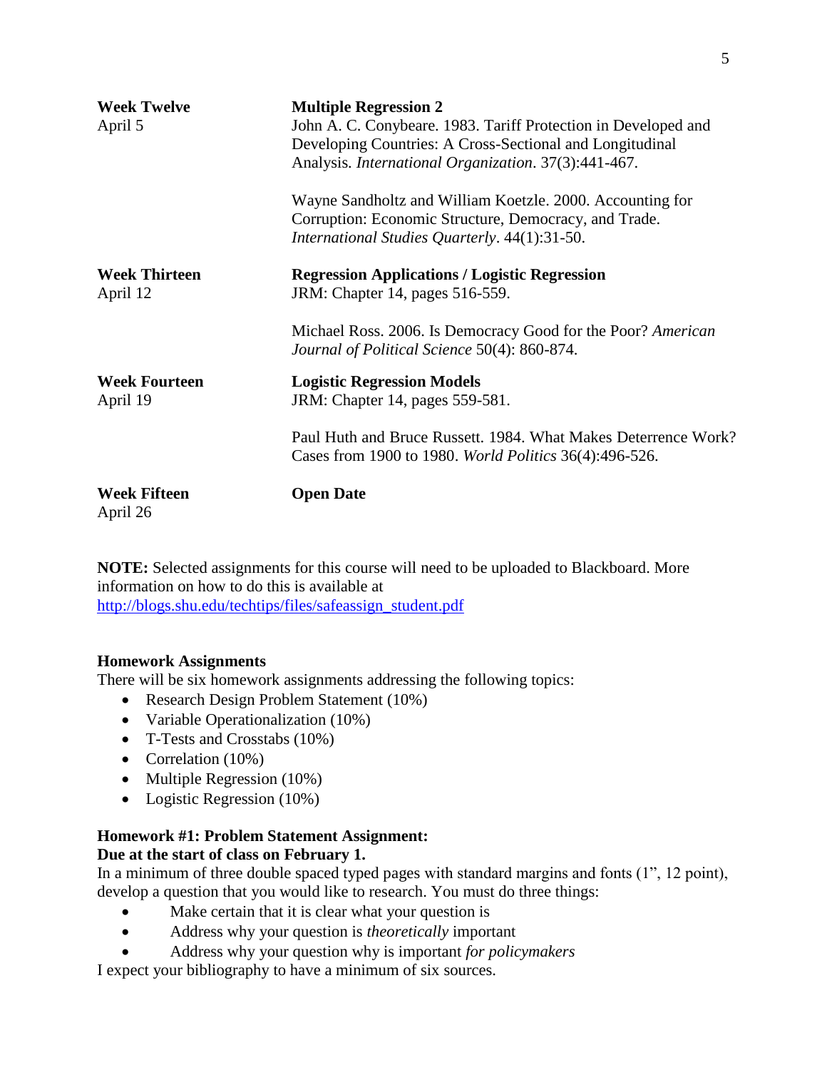**Week Twelve**
April 5

**Multiple Regression 2**

John A. C. Conybeare. 1983. Tariff Protection in Developed and Developing Countries: A Cross-Sectional and Longitudinal Analysis. *International Organization*. 37(3):441-467.

Wayne Sandholtz and William Koetzle. 2000. Accounting for Corruption: Economic Structure, Democracy, and Trade. *International Studies Quarterly*. 44(1):31-50.

**Week Thirteen**
April 12

**Regression Applications / Logistic Regression**

JRM: Chapter 14, pages 516-559.

Michael Ross. 2006. Is Democracy Good for the Poor? *American Journal of Political Science* 50(4): 860-874.

**Week Fourteen**
April 19

**Logistic Regression Models**

JRM: Chapter 14, pages 559-581.

Paul Huth and Bruce Russett. 1984. What Makes Deterrence Work? Cases from 1900 to 1980. *World Politics* 36(4):496-526.

**Week Fifteen**
April 26

**Open Date**

**NOTE:** Selected assignments for this course will need to be uploaded to Blackboard. More information on how to do this is available at http://blogs.shu.edu/techtips/files/safeassign_student.pdf

**Homework Assignments**

There will be six homework assignments addressing the following topics:

- Research Design Problem Statement (10%)
- Variable Operationalization (10%)
- T-Tests and Crosstabs (10%)
- Correlation (10%)
- Multiple Regression (10%)
- Logistic Regression (10%)

**Homework #1: Problem Statement Assignment:**
**Due at the start of class on February 1.**

In a minimum of three double spaced typed pages with standard margins and fonts (1", 12 point), develop a question that you would like to research. You must do three things:

- Make certain that it is clear what your question is
- Address why your question is *theoretically* important
- Address why your question why is important *for policymakers*

I expect your bibliography to have a minimum of six sources.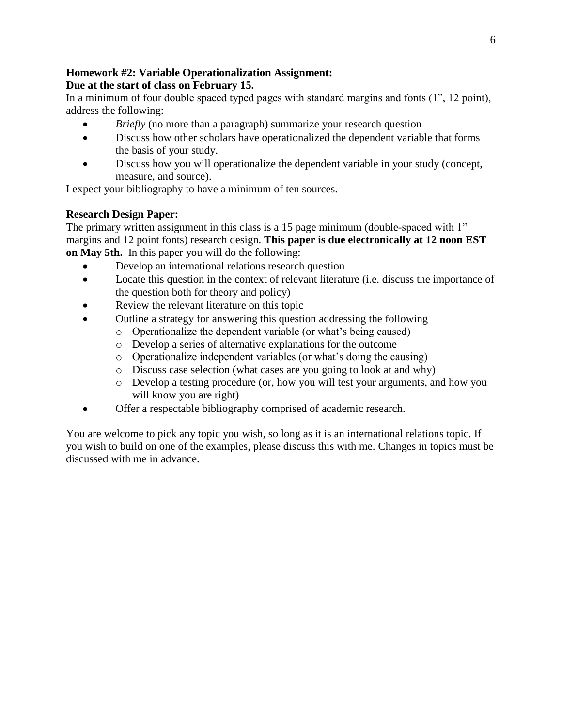**Homework #2: Variable Operationalization Assignment:**
**Due at the start of class on February 15.**

In a minimum of four double spaced typed pages with standard margins and fonts (1", 12 point), address the following:

- *Briefly* (no more than a paragraph) summarize your research question
- Discuss how other scholars have operationalized the dependent variable that forms the basis of your study.
- Discuss how you will operationalize the dependent variable in your study (concept, measure, and source).

I expect your bibliography to have a minimum of ten sources.

**Research Design Paper:**

The primary written assignment in this class is a 15 page minimum (double-spaced with 1" margins and 12 point fonts) research design. **This paper is due electronically at 12 noon EST on May 5th.** In this paper you will do the following:

- Develop an international relations research question
- Locate this question in the context of relevant literature (i.e. discuss the importance of the question both for theory and policy)
- Review the relevant literature on this topic
- Outline a strategy for answering this question addressing the following
  - Operationalize the dependent variable (or what's being caused)
  - Develop a series of alternative explanations for the outcome
  - Operationalize independent variables (or what's doing the causing)
  - Discuss case selection (what cases are you going to look at and why)
  - Develop a testing procedure (or, how you will test your arguments, and how you will know you are right)
- Offer a respectable bibliography comprised of academic research.

You are welcome to pick any topic you wish, so long as it is an international relations topic. If you wish to build on one of the examples, please discuss this with me. Changes in topics must be discussed with me in advance.